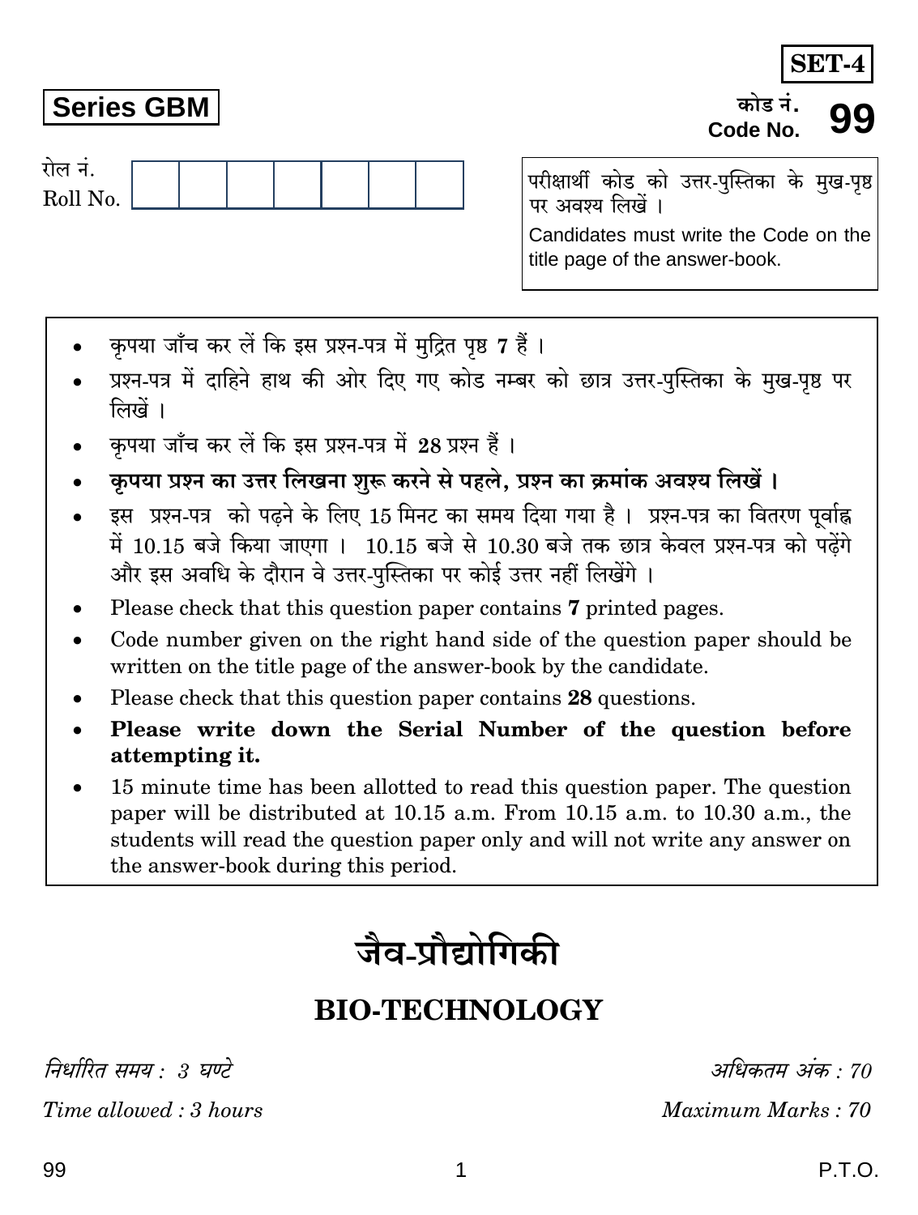**SET-4**

**Series GBM**

कोड नं.
Code No. **99**

रोल नं.
Roll No. | | | | | | | |

परीक्षार्थी कोड को उत्तर-पुस्तिका के मुख-पृष्ठ पर अवश्य लिखें ।

Candidates must write the Code on the title page of the answer-book.

- कृपया जाँच कर लें कि इस प्रश्न-पत्र में मुद्रित पृष्ठ **7** हैं ।
- प्रश्न-पत्र में दाहिने हाथ की ओर दिए गए कोड नम्बर को छात्र उत्तर-पुस्तिका के मुख-पृष्ठ पर लिखें ।
- कृपया जाँच कर लें कि इस प्रश्न-पत्र में 28 प्रश्न हैं ।
- **कृपया प्रश्न का उत्तर लिखना शुरू करने से पहले, प्रश्न का क्रमांक अवश्य लिखें ।**
- इस प्रश्न-पत्र को पढ़ने के लिए 15 मिनट का समय दिया गया है । प्रश्न-पत्र का वितरण पूर्वाह्न में 10.15 बजे किया जाएगा । 10.15 बजे से 10.30 बजे तक छात्र केवल प्रश्न-पत्र को पढ़ेंगे और इस अवधि के दौरान वे उत्तर-पुस्तिका पर कोई उत्तर नहीं लिखेंगे ।
- Please check that this question paper contains **7** printed pages.
- Code number given on the right hand side of the question paper should be written on the title page of the answer-book by the candidate.
- Please check that this question paper contains **28** questions.
- **Please write down the Serial Number of the question before attempting it.**
- 15 minute time has been allotted to read this question paper. The question paper will be distributed at 10.15 a.m. From 10.15 a.m. to 10.30 a.m., the students will read the question paper only and will not write any answer on the answer-book during this period.

# जैव-प्रौद्योगिकी

# BIO-TECHNOLOGY

*निर्धारित समय : 3 घण्टे* | *अधिकतम अंक : 70*

*Time allowed : 3 hours* | *Maximum Marks : 70*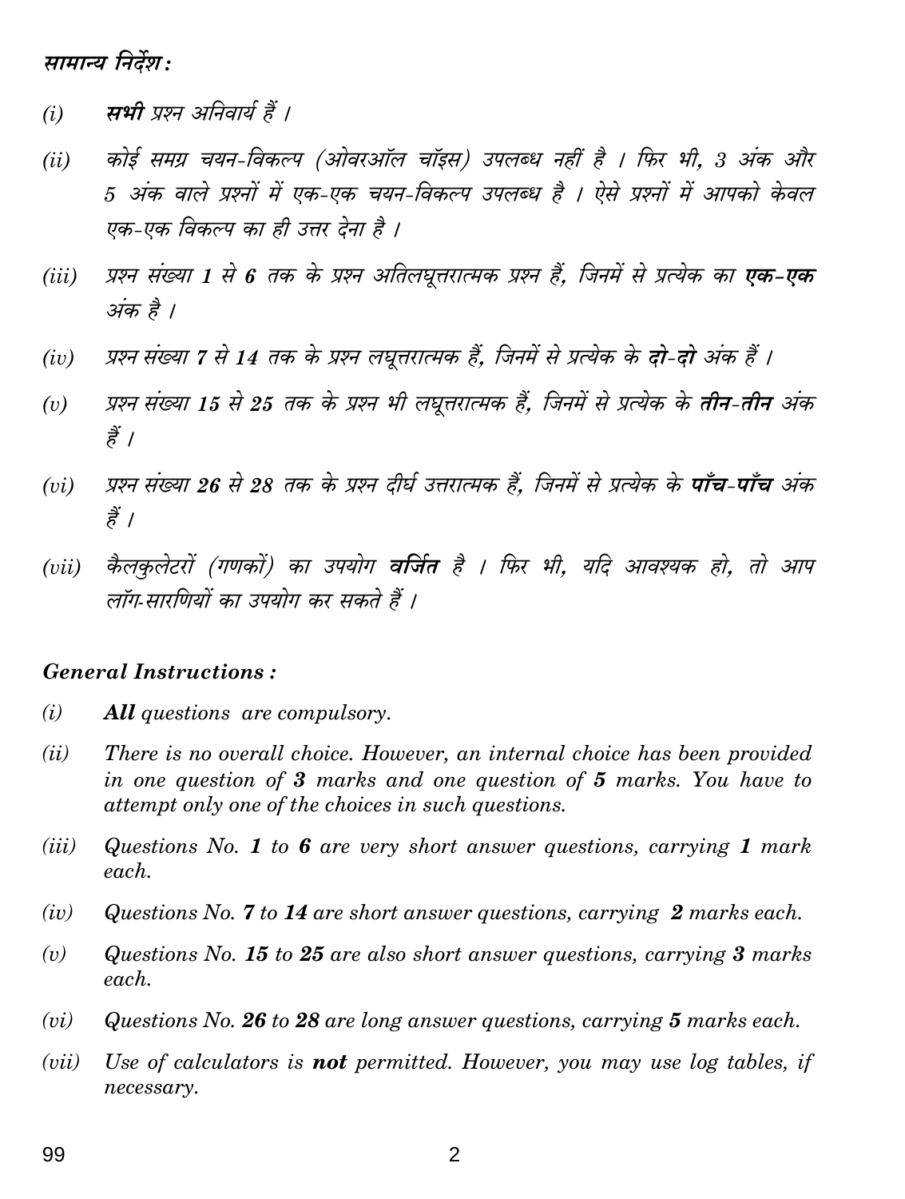*सामान्य निर्देश :*

*(i)* ***सभी*** *प्रश्न अनिवार्य हैं ।*

*(ii)* *कोई समग्र चयन-विकल्प (ओवरऑल चॉइस) उपलब्ध नहीं है । फिर भी, 3 अंक और 5 अंक वाले प्रश्नों में एक-एक चयन-विकल्प उपलब्ध है । ऐसे प्रश्नों में आपको केवल एक-एक विकल्प का ही उत्तर देना है ।*

*(iii)* *प्रश्न संख्या **1** से **6** तक के प्रश्न अतिलघूत्तरात्मक प्रश्न हैं, जिनमें से प्रत्येक का **एक-एक** अंक है ।*

*(iv)* *प्रश्न संख्या **7** से **14** तक के प्रश्न लघूत्तरात्मक हैं, जिनमें से प्रत्येक के **दो-दो** अंक हैं ।*

*(v)* *प्रश्न संख्या **15** से **25** तक के प्रश्न भी लघूत्तरात्मक हैं, जिनमें से प्रत्येक के **तीन-तीन** अंक हैं ।*

*(vi)* *प्रश्न संख्या **26** से **28** तक के प्रश्न दीर्घ उत्तरात्मक हैं, जिनमें से प्रत्येक के **पाँच-पाँच** अंक हैं ।*

*(vii)* *कैलकुलेटरों (गणकों) का उपयोग **वर्जित** है । फिर भी, यदि आवश्यक हो, तो आप लॉग-सारणियों का उपयोग कर सकते हैं ।*

***General Instructions :***

*(i)* ***All*** *questions are compulsory.*

*(ii)* *There is no overall choice. However, an internal choice has been provided in one question of **3** marks and one question of **5** marks. You have to attempt only one of the choices in such questions.*

*(iii)* *Questions No. **1** to **6** are very short answer questions, carrying **1** mark each.*

*(iv)* *Questions No. **7** to **14** are short answer questions, carrying **2** marks each.*

*(v)* *Questions No. **15** to **25** are also short answer questions, carrying **3** marks each.*

*(vi)* *Questions No. **26** to **28** are long answer questions, carrying **5** marks each.*

*(vii)* *Use of calculators is **not** permitted. However, you may use log tables, if necessary.*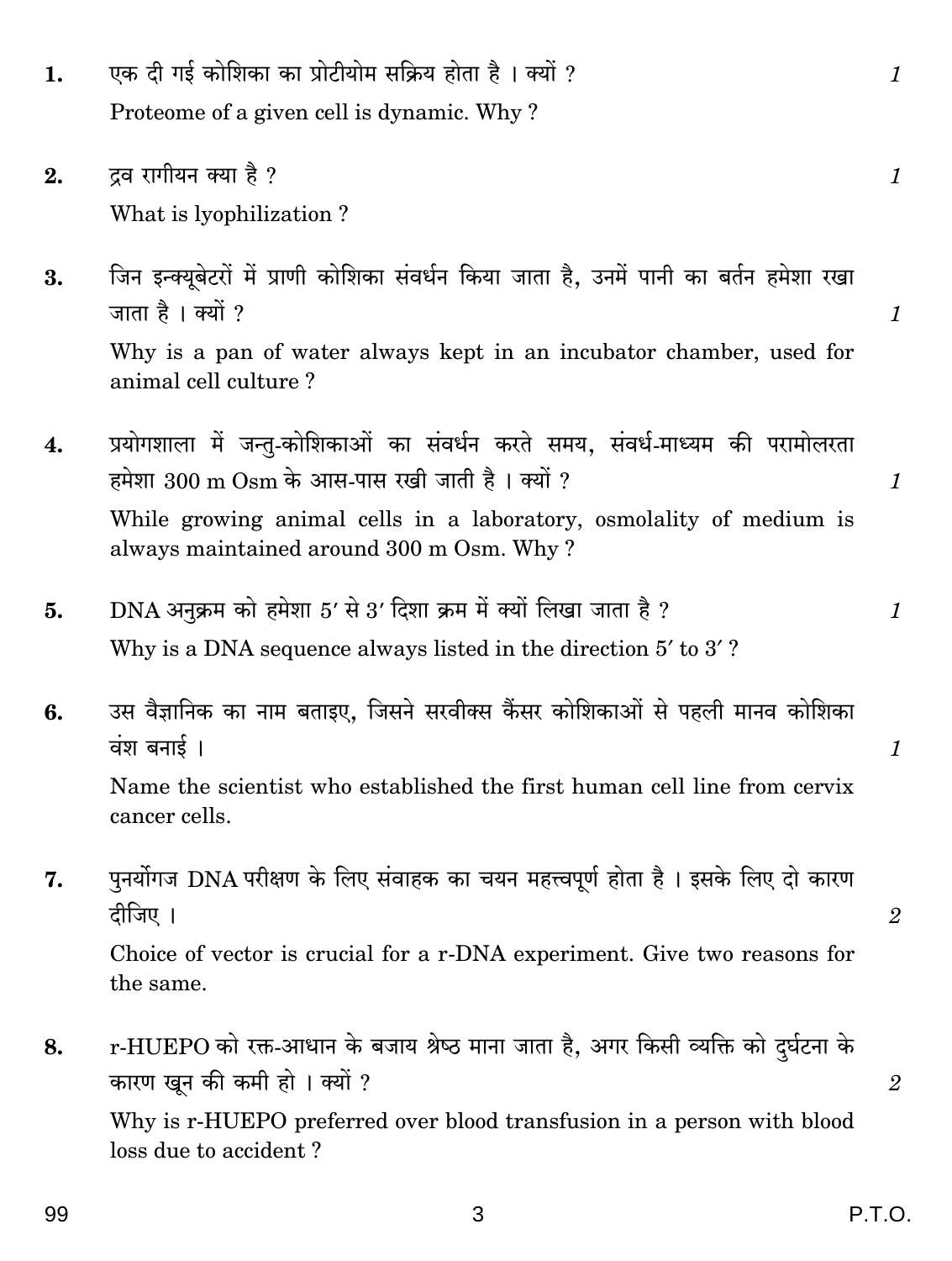1. एक दी गई कोशिका का प्रोटीयोम सक्रिय होता है । क्यों ? *1*

   Proteome of a given cell is dynamic. Why?

2. द्रव रागीयन क्या है ? *1*

   What is lyophilization?

3. जिन इन्क्यूबेटरों में प्राणी कोशिका संवर्धन किया जाता है, उनमें पानी का बर्तन हमेशा रखा जाता है । क्यों ? *1*

   Why is a pan of water always kept in an incubator chamber, used for animal cell culture?

4. प्रयोगशाला में जन्तु-कोशिकाओं का संवर्धन करते समय, संवर्ध-माध्यम की परामोलरता हमेशा 300 m Osm के आस-पास रखी जाती है । क्यों ? *1*

   While growing animal cells in a laboratory, osmolality of medium is always maintained around 300 m Osm. Why?

5. DNA अनुक्रम को हमेशा 5′ से 3′ दिशा क्रम में क्यों लिखा जाता है ? *1*

   Why is a DNA sequence always listed in the direction 5′ to 3′?

6. उस वैज्ञानिक का नाम बताइए, जिसने सरवीक्स कैंसर कोशिकाओं से पहली मानव कोशिका वंश बनाई । *1*

   Name the scientist who established the first human cell line from cervix cancer cells.

7. पुनर्योगज DNA परीक्षण के लिए संवाहक का चयन महत्त्वपूर्ण होता है । इसके लिए दो कारण दीजिए । *2*

   Choice of vector is crucial for a r-DNA experiment. Give two reasons for the same.

8. r-HUEPO को रक्त-आधान के बजाय श्रेष्ठ माना जाता है, अगर किसी व्यक्ति को दुर्घटना के कारण खून की कमी हो । क्यों ? *2*

   Why is r-HUEPO preferred over blood transfusion in a person with blood loss due to accident?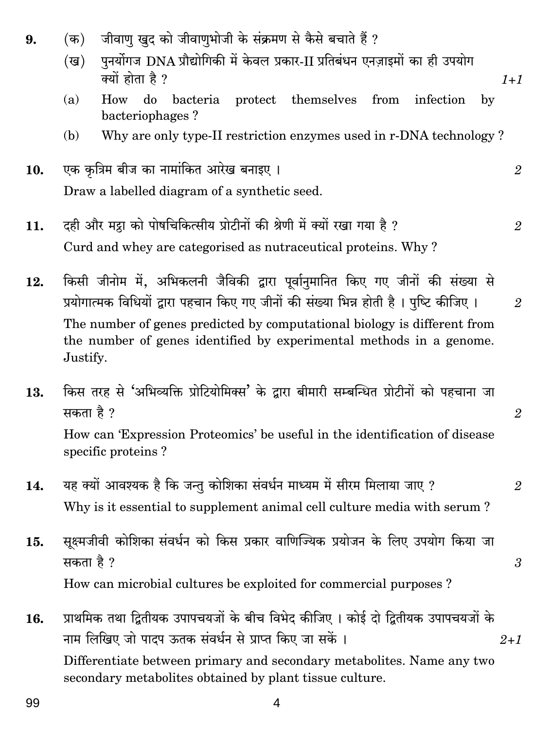9. (क) जीवाणु खुद को जीवाणुभोजी के संक्रमण से कैसे बचाते हैं ?

   (ख) पुनर्योगज DNA प्रौद्योगिकी में केवल प्रकार-II प्रतिबंधन एनज़ाइमों का ही उपयोग क्यों होता है ? *1+1*

   (a) How do bacteria protect themselves from infection by bacteriophages ?

   (b) Why are only type-II restriction enzymes used in r-DNA technology ?

10. एक कृत्रिम बीज का नामांकित आरेख बनाइए । *2*

    Draw a labelled diagram of a synthetic seed.

11. दही और मट्ठा को पोषचिकित्सीय प्रोटीनों की श्रेणी में क्यों रखा गया है ? *2*

    Curd and whey are categorised as nutraceutical proteins. Why ?

12. किसी जीनोम में, अभिकलनी जैविकी द्वारा पूर्वानुमानित किए गए जीनों की संख्या से प्रयोगात्मक विधियों द्वारा पहचान किए गए जीनों की संख्या भिन्न होती है । पुष्टि कीजिए । *2*

    The number of genes predicted by computational biology is different from the number of genes identified by experimental methods in a genome. Justify.

13. किस तरह से 'अभिव्यक्ति प्रोटियोमिक्स' के द्वारा बीमारी सम्बन्धित प्रोटीनों को पहचाना जा सकता है ? *2*

    How can 'Expression Proteomics' be useful in the identification of disease specific proteins ?

14. यह क्यों आवश्यक है कि जन्तु कोशिका संवर्धन माध्यम में सीरम मिलाया जाए ? *2*

    Why is it essential to supplement animal cell culture media with serum ?

15. सूक्ष्मजीवी कोशिका संवर्धन को किस प्रकार वाणिज्यिक प्रयोजन के लिए उपयोग किया जा सकता है ? *3*

    How can microbial cultures be exploited for commercial purposes ?

16. प्राथमिक तथा द्वितीयक उपापचयजों के बीच विभेद कीजिए । कोई दो द्वितीयक उपापचयजों के नाम लिखिए जो पादप ऊतक संवर्धन से प्राप्त किए जा सकें । *2+1*

    Differentiate between primary and secondary metabolites. Name any two secondary metabolites obtained by plant tissue culture.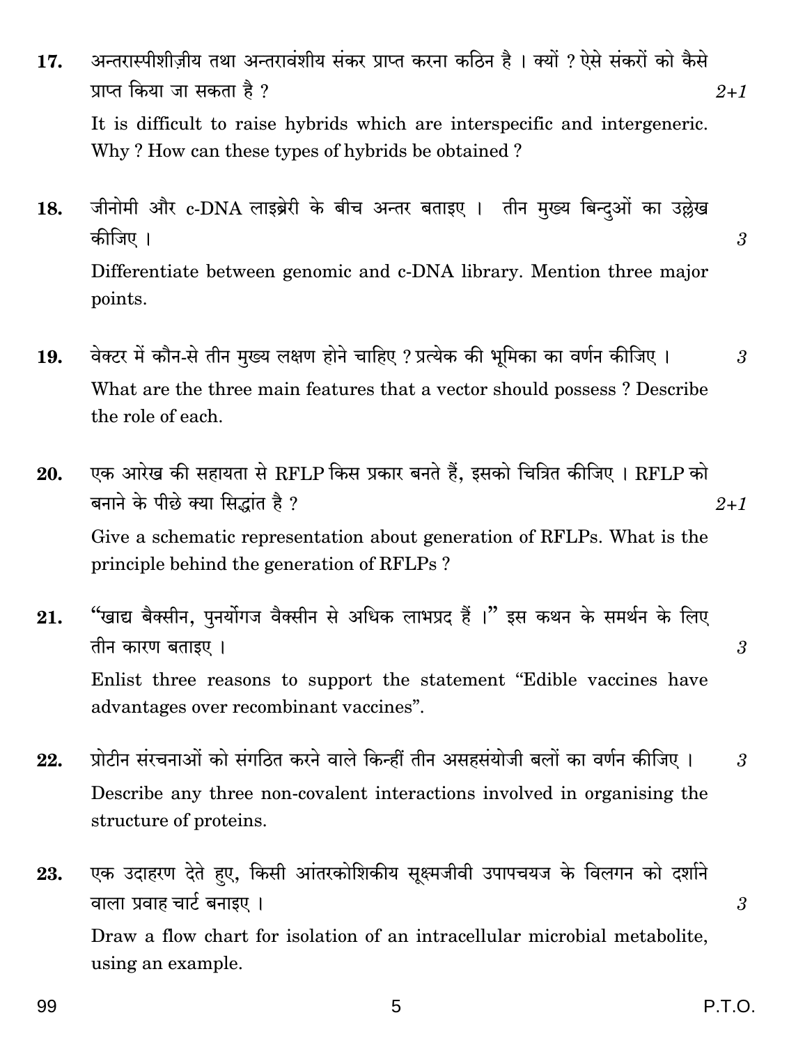17. अन्तरास्पीशीज़ीय तथा अन्तरावंशीय संकर प्राप्त करना कठिन है । क्यों ? ऐसे संकरों को कैसे प्राप्त किया जा सकता है ? *2+1*

    It is difficult to raise hybrids which are interspecific and intergeneric. Why ? How can these types of hybrids be obtained ?

18. जीनोमी और c-DNA लाइब्रेरी के बीच अन्तर बताइए । तीन मुख्य बिन्दुओं का उल्लेख कीजिए । *3*

    Differentiate between genomic and c-DNA library. Mention three major points.

19. वेक्टर में कौन-से तीन मुख्य लक्षण होने चाहिए ? प्रत्येक की भूमिका का वर्णन कीजिए । *3*

    What are the three main features that a vector should possess ? Describe the role of each.

20. एक आरेख की सहायता से RFLP किस प्रकार बनते हैं, इसको चित्रित कीजिए । RFLP को बनाने के पीछे क्या सिद्धांत है ? *2+1*

    Give a schematic representation about generation of RFLPs. What is the principle behind the generation of RFLPs ?

21. "खाद्य वैक्सीन, पुनर्योगज वैक्सीन से अधिक लाभप्रद हैं ।" इस कथन के समर्थन के लिए तीन कारण बताइए । *3*

    Enlist three reasons to support the statement "Edible vaccines have advantages over recombinant vaccines".

22. प्रोटीन संरचनाओं को संगठित करने वाले किन्हीं तीन असहसंयोजी बलों का वर्णन कीजिए । *3*

    Describe any three non-covalent interactions involved in organising the structure of proteins.

23. एक उदाहरण देते हुए, किसी आंतरकोशिकीय सूक्ष्मजीवी उपापचयज के विलगन को दर्शाने वाला प्रवाह चार्ट बनाइए । *3*

    Draw a flow chart for isolation of an intracellular microbial metabolite, using an example.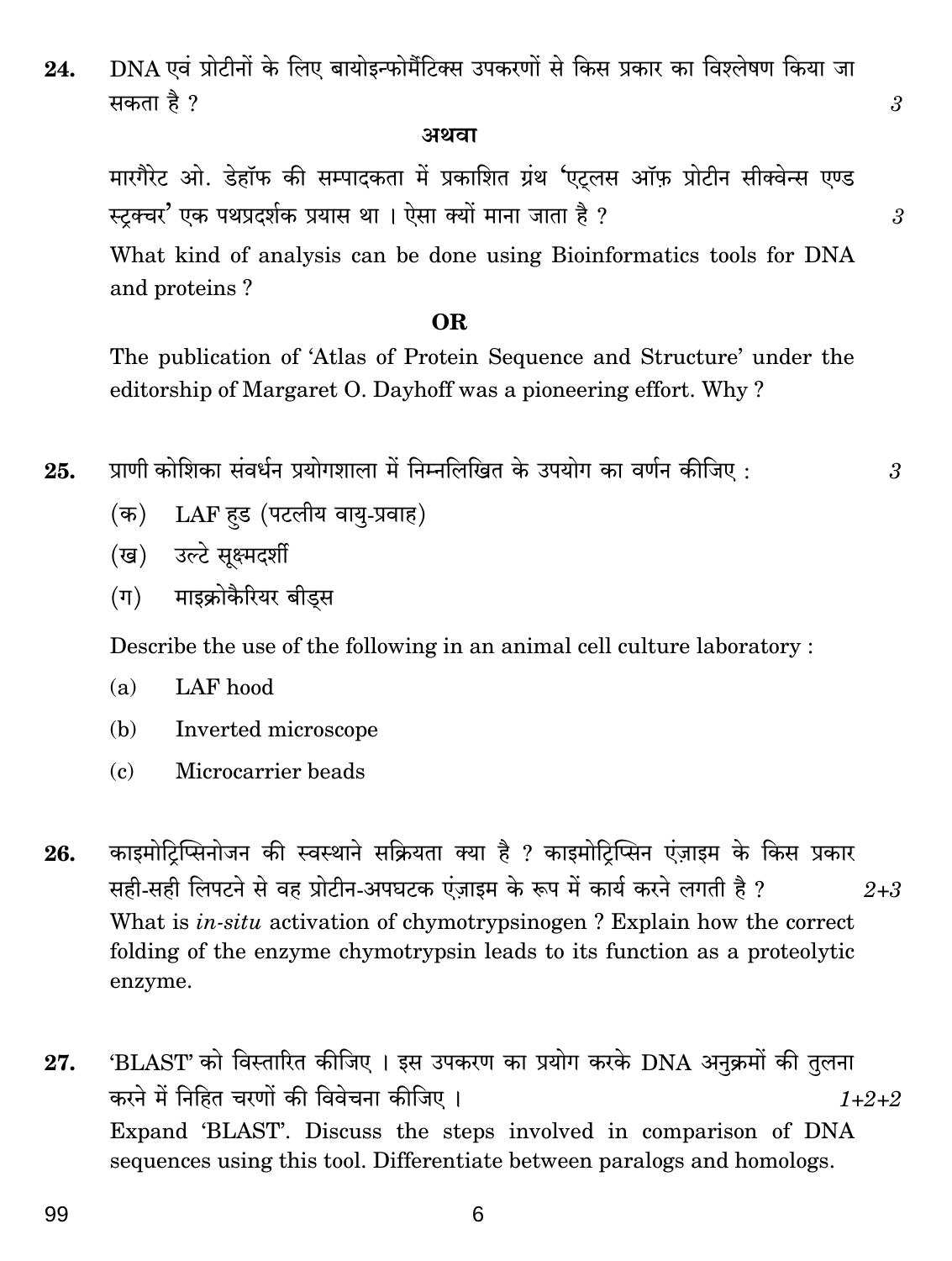24. DNA एवं प्रोटीनों के लिए बायोइन्फोमैटिक्स उपकरणों से किस प्रकार का विश्लेषण किया जा सकता है ? 3

**अथवा**

मारगैरेट ओ. डेहॉफ की सम्पादकता में प्रकाशित ग्रंथ 'एट्लस ऑफ़ प्रोटीन सीक्वेन्स एण्ड स्ट्रक्चर' एक पथप्रदर्शक प्रयास था । ऐसा क्यों माना जाता है ? 3

What kind of analysis can be done using Bioinformatics tools for DNA and proteins ?

**OR**

The publication of 'Atlas of Protein Sequence and Structure' under the editorship of Margaret O. Dayhoff was a pioneering effort. Why ?

25. प्राणी कोशिका संवर्धन प्रयोगशाला में निम्नलिखित के उपयोग का वर्णन कीजिए : 3

(क) LAF हुड (पटलीय वायु-प्रवाह)

(ख) उल्टे सूक्ष्मदर्शी

(ग) माइक्रोकैरियर बीड्स

Describe the use of the following in an animal cell culture laboratory :

(a) LAF hood

(b) Inverted microscope

(c) Microcarrier beads

26. काइमोट्रिप्सिनोजन की स्वस्थाने सक्रियता क्या है ? काइमोट्रिप्सिन एंज़ाइम के किस प्रकार सही-सही लिपटने से वह प्रोटीन-अपघटक एंज़ाइम के रूप में कार्य करने लगती है ? 2+3

What is *in-situ* activation of chymotrypsinogen ? Explain how the correct folding of the enzyme chymotrypsin leads to its function as a proteolytic enzyme.

27. 'BLAST' को विस्तारित कीजिए । इस उपकरण का प्रयोग करके DNA अनुक्रमों की तुलना करने में निहित चरणों की विवेचना कीजिए । 1+2+2

Expand 'BLAST'. Discuss the steps involved in comparison of DNA sequences using this tool. Differentiate between paralogs and homologs.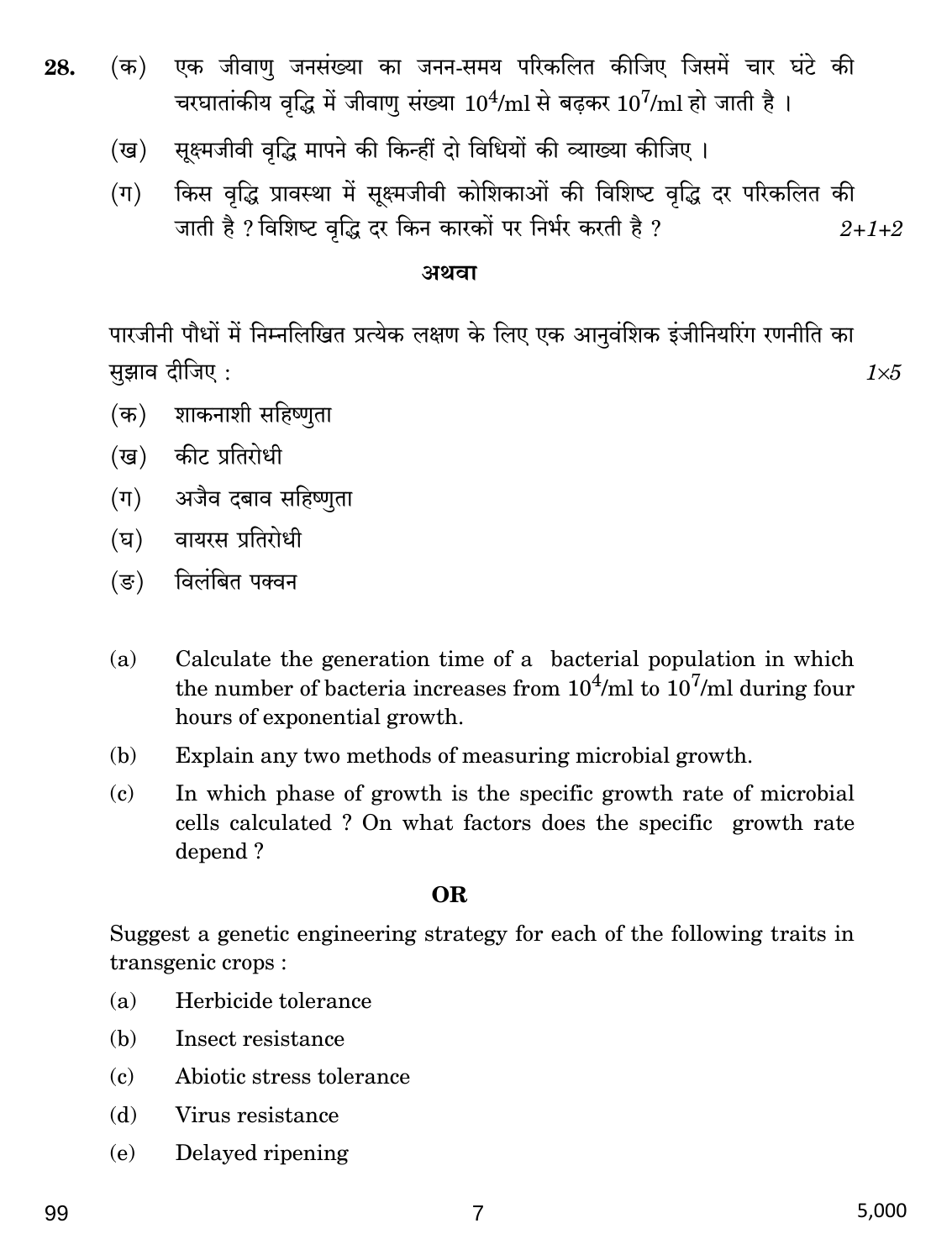28. (क) एक जीवाणु जनसंख्या का जनन-समय परिकलित कीजिए जिसमें चार घंटे की चरघातांकीय वृद्धि में जीवाणु संख्या $10^4$/ml से बढ़कर $10^7$/ml हो जाती है ।

(ख) सूक्ष्मजीवी वृद्धि मापने की किन्हीं दो विधियों की व्याख्या कीजिए ।

(ग) किस वृद्धि प्रावस्था में सूक्ष्मजीवी कोशिकाओं की विशिष्ट वृद्धि दर परिकलित की जाती है ? विशिष्ट वृद्धि दर किन कारकों पर निर्भर करती है ? *2+1+2*

**अथवा**

पारजीनी पौधों में निम्नलिखित प्रत्येक लक्षण के लिए एक आनुवंशिक इंजीनियरिंग रणनीति का सुझाव दीजिए : *1×5*

(क) शाकनाशी सहिष्णुता

(ख) कीट प्रतिरोधी

(ग) अजैव दबाव सहिष्णुता

(घ) वायरस प्रतिरोधी

(ङ) विलंबित पक्वन

(a) Calculate the generation time of a bacterial population in which the number of bacteria increases from $10^4$/ml to $10^7$/ml during four hours of exponential growth.

(b) Explain any two methods of measuring microbial growth.

(c) In which phase of growth is the specific growth rate of microbial cells calculated ? On what factors does the specific growth rate depend ?

**OR**

Suggest a genetic engineering strategy for each of the following traits in transgenic crops :

(a) Herbicide tolerance

(b) Insect resistance

(c) Abiotic stress tolerance

(d) Virus resistance

(e) Delayed ripening